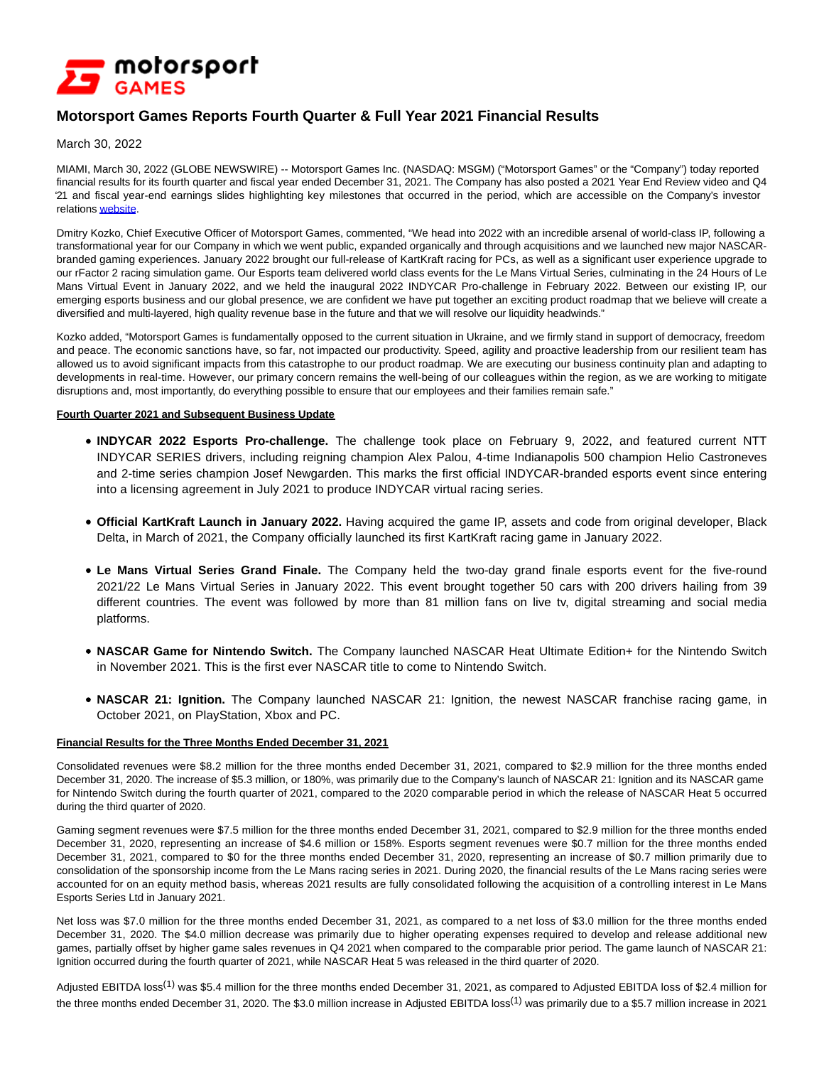motorsport GAMES

# Motorsport Games Reports Fourth Quarter & Full Year 2021 Financial Results

March 30, 2022

MIAMI, March 30, 2022 (GLOBE NEWSWIRE) -- Motorsport Games Inc. (NASDAQ: MSGM) ("Motorsport Games" or the "Company") today reported financial results for its fourth quarter and fiscal year ended December 31, 2021. The Company has also posted a 2021 Year End Review video and Q4 '21 and fiscal year-end earnings slides highlighting key milestones that occurred in the period, which are accessible on the Company's investor relations website.

Dmitry Kozko, Chief Executive Officer of Motorsport Games, commented, "We head into 2022 with an incredible arsenal of world-class IP, following a transformational year for our Company in which we went public, expanded organically and through acquisitions and we launched new major NASCAR-branded gaming experiences. January 2022 brought our full-release of KartKraft racing for PCs, as well as a significant user experience upgrade to our rFactor 2 racing simulation game. Our Esports team delivered world class events for the Le Mans Virtual Series, culminating in the 24 Hours of Le Mans Virtual Event in January 2022, and we held the inaugural 2022 INDYCAR Pro-challenge in February 2022. Between our existing IP, our emerging esports business and our global presence, we are confident we have put together an exciting product roadmap that we believe will create a diversified and multi-layered, high quality revenue base in the future and that we will resolve our liquidity headwinds."

Kozko added, "Motorsport Games is fundamentally opposed to the current situation in Ukraine, and we firmly stand in support of democracy, freedom and peace. The economic sanctions have, so far, not impacted our productivity. Speed, agility and proactive leadership from our resilient team has allowed us to avoid significant impacts from this catastrophe to our product roadmap. We are executing our business continuity plan and adapting to developments in real-time. However, our primary concern remains the well-being of our colleagues within the region, as we are working to mitigate disruptions and, most importantly, do everything possible to ensure that our employees and their families remain safe."

**Fourth Quarter 2021 and Subsequent Business Update**

- **INDYCAR 2022 Esports Pro-challenge.** The challenge took place on February 9, 2022, and featured current NTT INDYCAR SERIES drivers, including reigning champion Alex Palou, 4-time Indianapolis 500 champion Helio Castroneves and 2-time series champion Josef Newgarden. This marks the first official INDYCAR-branded esports event since entering into a licensing agreement in July 2021 to produce INDYCAR virtual racing series.

- **Official KartKraft Launch in January 2022.** Having acquired the game IP, assets and code from original developer, Black Delta, in March of 2021, the Company officially launched its first KartKraft racing game in January 2022.

- **Le Mans Virtual Series Grand Finale.** The Company held the two-day grand finale esports event for the five-round 2021/22 Le Mans Virtual Series in January 2022. This event brought together 50 cars with 200 drivers hailing from 39 different countries. The event was followed by more than 81 million fans on live tv, digital streaming and social media platforms.

- **NASCAR Game for Nintendo Switch.** The Company launched NASCAR Heat Ultimate Edition+ for the Nintendo Switch in November 2021. This is the first ever NASCAR title to come to Nintendo Switch.

- **NASCAR 21: Ignition.** The Company launched NASCAR 21: Ignition, the newest NASCAR franchise racing game, in October 2021, on PlayStation, Xbox and PC.

**Financial Results for the Three Months Ended December 31, 2021**

Consolidated revenues were $8.2 million for the three months ended December 31, 2021, compared to $2.9 million for the three months ended December 31, 2020. The increase of $5.3 million, or 180%, was primarily due to the Company's launch of NASCAR 21: Ignition and its NASCAR game for Nintendo Switch during the fourth quarter of 2021, compared to the 2020 comparable period in which the release of NASCAR Heat 5 occurred during the third quarter of 2020.

Gaming segment revenues were $7.5 million for the three months ended December 31, 2021, compared to $2.9 million for the three months ended December 31, 2020, representing an increase of $4.6 million or 158%. Esports segment revenues were $0.7 million for the three months ended December 31, 2021, compared to $0 for the three months ended December 31, 2020, representing an increase of $0.7 million primarily due to consolidation of the sponsorship income from the Le Mans racing series in 2021. During 2020, the financial results of the Le Mans racing series were accounted for on an equity method basis, whereas 2021 results are fully consolidated following the acquisition of a controlling interest in Le Mans Esports Series Ltd in January 2021.

Net loss was $7.0 million for the three months ended December 31, 2021, as compared to a net loss of $3.0 million for the three months ended December 31, 2020. The $4.0 million decrease was primarily due to higher operating expenses required to develop and release additional new games, partially offset by higher game sales revenues in Q4 2021 when compared to the comparable prior period. The game launch of NASCAR 21: Ignition occurred during the fourth quarter of 2021, while NASCAR Heat 5 was released in the third quarter of 2020.

Adjusted EBITDA loss[1] was $5.4 million for the three months ended December 31, 2021, as compared to Adjusted EBITDA loss of $2.4 million for the three months ended December 31, 2020. The $3.0 million increase in Adjusted EBITDA loss[1] was primarily due to a $5.7 million increase in 2021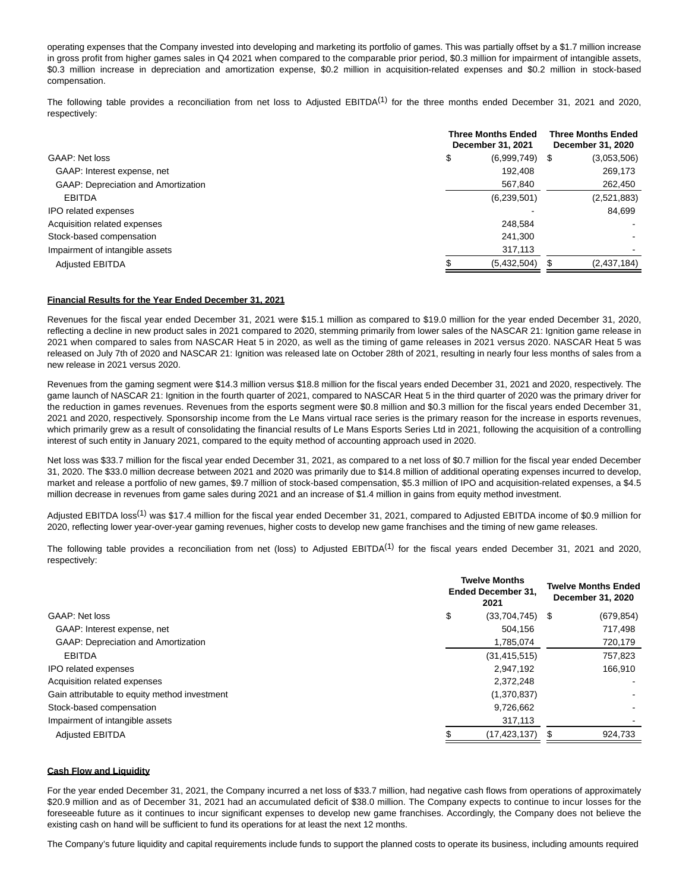operating expenses that the Company invested into developing and marketing its portfolio of games. This was partially offset by a $1.7 million increase in gross profit from higher games sales in Q4 2021 when compared to the comparable prior period, $0.3 million for impairment of intangible assets, $0.3 million increase in depreciation and amortization expense, $0.2 million in acquisition-related expenses and $0.2 million in stock-based compensation.

The following table provides a reconciliation from net loss to Adjusted EBITDA[(1)] for the three months ended December 31, 2021 and 2020, respectively:

| | Three Months Ended December 31, 2021 | Three Months Ended December 31, 2020 |
|---|---|---|
| GAAP: Net loss | $ (6,999,749) | $ (3,053,506) |
| GAAP: Interest expense, net | 192,408 | 269,173 |
| GAAP: Depreciation and Amortization | 567,840 | 262,450 |
| EBITDA | (6,239,501) | (2,521,883) |
| IPO related expenses | - | 84,699 |
| Acquisition related expenses | 248,584 | - |
| Stock-based compensation | 241,300 | - |
| Impairment of intangible assets | 317,113 | - |
| Adjusted EBITDA | $ (5,432,504) | $ (2,437,184) |

**Financial Results for the Year Ended December 31, 2021**

Revenues for the fiscal year ended December 31, 2021 were $15.1 million as compared to $19.0 million for the year ended December 31, 2020, reflecting a decline in new product sales in 2021 compared to 2020, stemming primarily from lower sales of the NASCAR 21: Ignition game release in 2021 when compared to sales from NASCAR Heat 5 in 2020, as well as the timing of game releases in 2021 versus 2020. NASCAR Heat 5 was released on July 7th of 2020 and NASCAR 21: Ignition was released late on October 28th of 2021, resulting in nearly four less months of sales from a new release in 2021 versus 2020.

Revenues from the gaming segment were $14.3 million versus $18.8 million for the fiscal years ended December 31, 2021 and 2020, respectively. The game launch of NASCAR 21: Ignition in the fourth quarter of 2021, compared to NASCAR Heat 5 in the third quarter of 2020 was the primary driver for the reduction in games revenues. Revenues from the esports segment were $0.8 million and $0.3 million for the fiscal years ended December 31, 2021 and 2020, respectively. Sponsorship income from the Le Mans virtual race series is the primary reason for the increase in esports revenues, which primarily grew as a result of consolidating the financial results of Le Mans Esports Series Ltd in 2021, following the acquisition of a controlling interest of such entity in January 2021, compared to the equity method of accounting approach used in 2020.

Net loss was $33.7 million for the fiscal year ended December 31, 2021, as compared to a net loss of $0.7 million for the fiscal year ended December 31, 2020. The $33.0 million decrease between 2021 and 2020 was primarily due to $14.8 million of additional operating expenses incurred to develop, market and release a portfolio of new games, $9.7 million of stock-based compensation, $5.3 million of IPO and acquisition-related expenses, a $4.5 million decrease in revenues from game sales during 2021 and an increase of $1.4 million in gains from equity method investment.

Adjusted EBITDA loss[(1)] was $17.4 million for the fiscal year ended December 31, 2021, compared to Adjusted EBITDA income of $0.9 million for 2020, reflecting lower year-over-year gaming revenues, higher costs to develop new game franchises and the timing of new game releases.

The following table provides a reconciliation from net (loss) to Adjusted EBITDA[(1)] for the fiscal years ended December 31, 2021 and 2020, respectively:

| | Twelve Months Ended December 31, 2021 | Twelve Months Ended December 31, 2020 |
|---|---|---|
| GAAP: Net loss | $ (33,704,745) | $ (679,854) |
| GAAP: Interest expense, net | 504,156 | 717,498 |
| GAAP: Depreciation and Amortization | 1,785,074 | 720,179 |
| EBITDA | (31,415,515) | 757,823 |
| IPO related expenses | 2,947,192 | 166,910 |
| Acquisition related expenses | 2,372,248 | - |
| Gain attributable to equity method investment | (1,370,837) | - |
| Stock-based compensation | 9,726,662 | - |
| Impairment of intangible assets | 317,113 | - |
| Adjusted EBITDA | $ (17,423,137) | $ 924,733 |

**Cash Flow and Liquidity**

For the year ended December 31, 2021, the Company incurred a net loss of $33.7 million, had negative cash flows from operations of approximately $20.9 million and as of December 31, 2021 had an accumulated deficit of $38.0 million. The Company expects to continue to incur losses for the foreseeable future as it continues to incur significant expenses to develop new game franchises. Accordingly, the Company does not believe the existing cash on hand will be sufficient to fund its operations for at least the next 12 months.

The Company's future liquidity and capital requirements include funds to support the planned costs to operate its business, including amounts required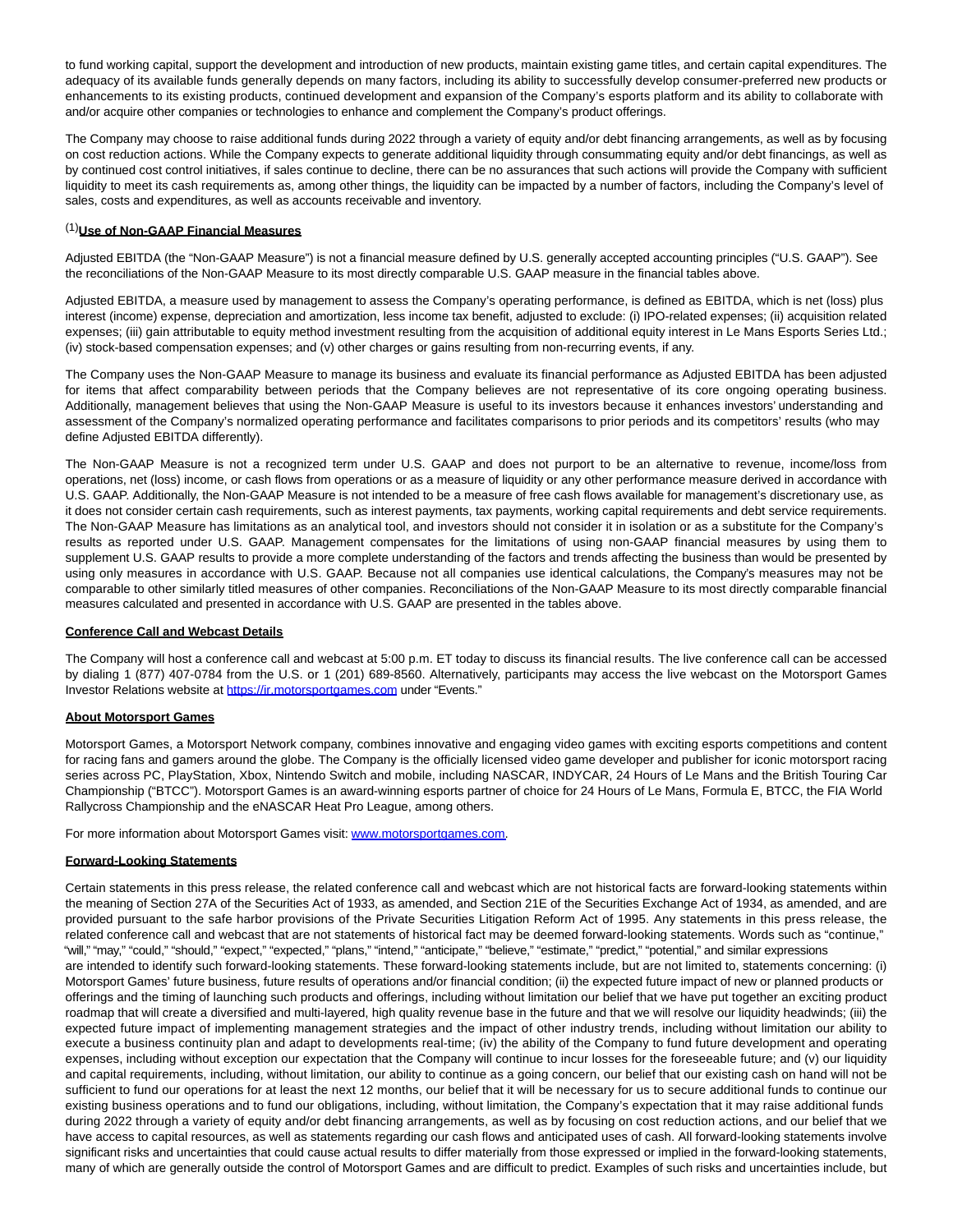to fund working capital, support the development and introduction of new products, maintain existing game titles, and certain capital expenditures. The adequacy of its available funds generally depends on many factors, including its ability to successfully develop consumer-preferred new products or enhancements to its existing products, continued development and expansion of the Company's esports platform and its ability to collaborate with and/or acquire other companies or technologies to enhance and complement the Company's product offerings.

The Company may choose to raise additional funds during 2022 through a variety of equity and/or debt financing arrangements, as well as by focusing on cost reduction actions. While the Company expects to generate additional liquidity through consummating equity and/or debt financings, as well as by continued cost control initiatives, if sales continue to decline, there can be no assurances that such actions will provide the Company with sufficient liquidity to meet its cash requirements as, among other things, the liquidity can be impacted by a number of factors, including the Company's level of sales, costs and expenditures, as well as accounts receivable and inventory.

**(1)Use of Non-GAAP Financial Measures**

Adjusted EBITDA (the "Non-GAAP Measure") is not a financial measure defined by U.S. generally accepted accounting principles ("U.S. GAAP"). See the reconciliations of the Non-GAAP Measure to its most directly comparable U.S. GAAP measure in the financial tables above.

Adjusted EBITDA, a measure used by management to assess the Company's operating performance, is defined as EBITDA, which is net (loss) plus interest (income) expense, depreciation and amortization, less income tax benefit, adjusted to exclude: (i) IPO-related expenses; (ii) acquisition related expenses; (iii) gain attributable to equity method investment resulting from the acquisition of additional equity interest in Le Mans Esports Series Ltd.; (iv) stock-based compensation expenses; and (v) other charges or gains resulting from non-recurring events, if any.

The Company uses the Non-GAAP Measure to manage its business and evaluate its financial performance as Adjusted EBITDA has been adjusted for items that affect comparability between periods that the Company believes are not representative of its core ongoing operating business. Additionally, management believes that using the Non-GAAP Measure is useful to its investors because it enhances investors' understanding and assessment of the Company's normalized operating performance and facilitates comparisons to prior periods and its competitors' results (who may define Adjusted EBITDA differently).

The Non-GAAP Measure is not a recognized term under U.S. GAAP and does not purport to be an alternative to revenue, income/loss from operations, net (loss) income, or cash flows from operations or as a measure of liquidity or any other performance measure derived in accordance with U.S. GAAP. Additionally, the Non-GAAP Measure is not intended to be a measure of free cash flows available for management's discretionary use, as it does not consider certain cash requirements, such as interest payments, tax payments, working capital requirements and debt service requirements. The Non-GAAP Measure has limitations as an analytical tool, and investors should not consider it in isolation or as a substitute for the Company's results as reported under U.S. GAAP. Management compensates for the limitations of using non-GAAP financial measures by using them to supplement U.S. GAAP results to provide a more complete understanding of the factors and trends affecting the business than would be presented by using only measures in accordance with U.S. GAAP. Because not all companies use identical calculations, the Company's measures may not be comparable to other similarly titled measures of other companies. Reconciliations of the Non-GAAP Measure to its most directly comparable financial measures calculated and presented in accordance with U.S. GAAP are presented in the tables above.

**Conference Call and Webcast Details**

The Company will host a conference call and webcast at 5:00 p.m. ET today to discuss its financial results. The live conference call can be accessed by dialing 1 (877) 407-0784 from the U.S. or 1 (201) 689-8560. Alternatively, participants may access the live webcast on the Motorsport Games Investor Relations website at https://ir.motorsportgames.com under "Events."

**About Motorsport Games**

Motorsport Games, a Motorsport Network company, combines innovative and engaging video games with exciting esports competitions and content for racing fans and gamers around the globe. The Company is the officially licensed video game developer and publisher for iconic motorsport racing series across PC, PlayStation, Xbox, Nintendo Switch and mobile, including NASCAR, INDYCAR, 24 Hours of Le Mans and the British Touring Car Championship ("BTCC"). Motorsport Games is an award-winning esports partner of choice for 24 Hours of Le Mans, Formula E, BTCC, the FIA World Rallycross Championship and the eNASCAR Heat Pro League, among others.

For more information about Motorsport Games visit: www.motorsportgames.com.

**Forward-Looking Statements**

Certain statements in this press release, the related conference call and webcast which are not historical facts are forward-looking statements within the meaning of Section 27A of the Securities Act of 1933, as amended, and Section 21E of the Securities Exchange Act of 1934, as amended, and are provided pursuant to the safe harbor provisions of the Private Securities Litigation Reform Act of 1995. Any statements in this press release, the related conference call and webcast that are not statements of historical fact may be deemed forward-looking statements. Words such as "continue," "will," "may," "could," "should," "expect," "expected," "plans," "intend," "anticipate," "believe," "estimate," "predict," "potential," and similar expressions are intended to identify such forward-looking statements. These forward-looking statements include, but are not limited to, statements concerning: (i) Motorsport Games' future business, future results of operations and/or financial condition; (ii) the expected future impact of new or planned products or offerings and the timing of launching such products and offerings, including without limitation our belief that we have put together an exciting product roadmap that will create a diversified and multi-layered, high quality revenue base in the future and that we will resolve our liquidity headwinds; (iii) the expected future impact of implementing management strategies and the impact of other industry trends, including without limitation our ability to execute a business continuity plan and adapt to developments real-time; (iv) the ability of the Company to fund future development and operating expenses, including without exception our expectation that the Company will continue to incur losses for the foreseeable future; and (v) our liquidity and capital requirements, including, without limitation, our ability to continue as a going concern, our belief that our existing cash on hand will not be sufficient to fund our operations for at least the next 12 months, our belief that it will be necessary for us to secure additional funds to continue our existing business operations and to fund our obligations, including, without limitation, the Company's expectation that it may raise additional funds during 2022 through a variety of equity and/or debt financing arrangements, as well as by focusing on cost reduction actions, and our belief that we have access to capital resources, as well as statements regarding our cash flows and anticipated uses of cash. All forward-looking statements involve significant risks and uncertainties that could cause actual results to differ materially from those expressed or implied in the forward-looking statements, many of which are generally outside the control of Motorsport Games and are difficult to predict. Examples of such risks and uncertainties include, but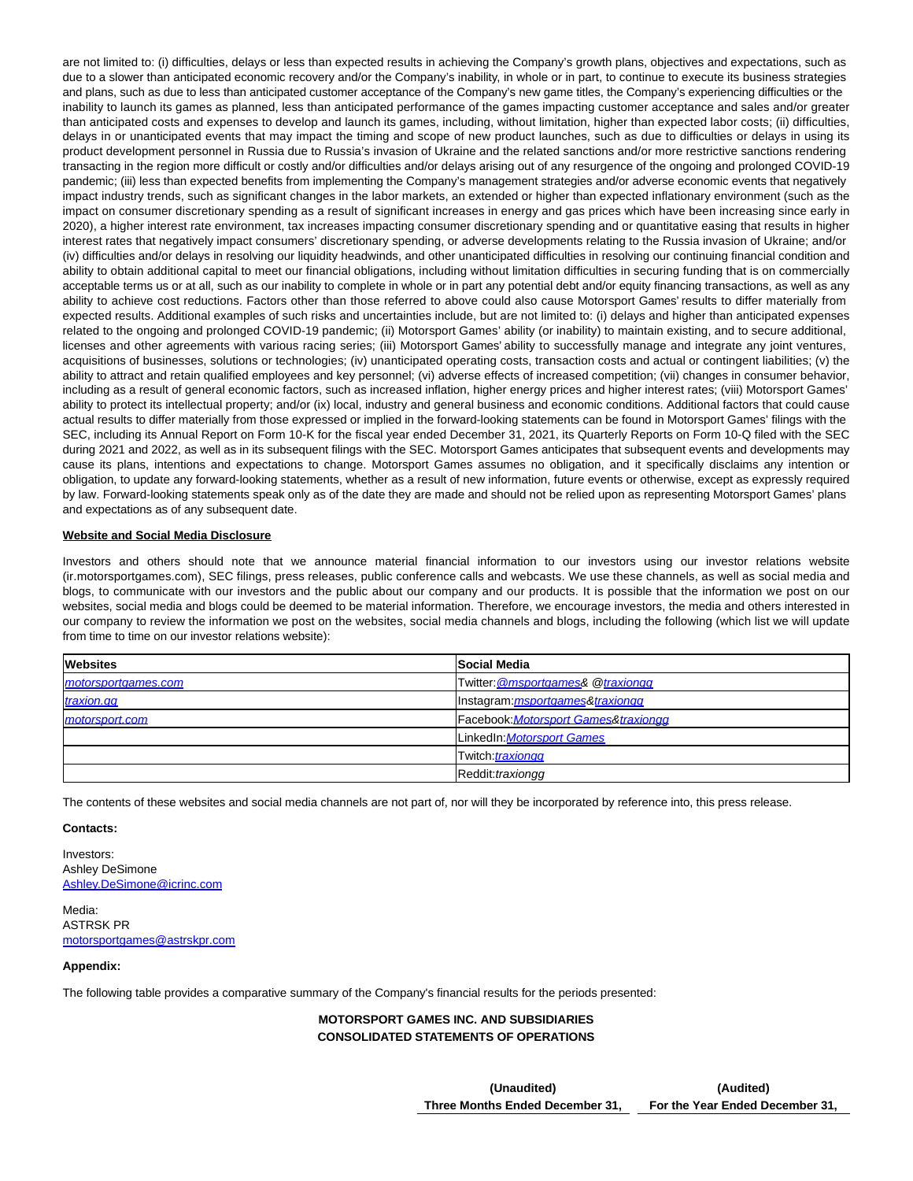are not limited to: (i) difficulties, delays or less than expected results in achieving the Company's growth plans, objectives and expectations, such as due to a slower than anticipated economic recovery and/or the Company's inability, in whole or in part, to continue to execute its business strategies and plans, such as due to less than anticipated customer acceptance of the Company's new game titles, the Company's experiencing difficulties or the inability to launch its games as planned, less than anticipated performance of the games impacting customer acceptance and sales and/or greater than anticipated costs and expenses to develop and launch its games, including, without limitation, higher than expected labor costs; (ii) difficulties, delays or unanticipated events that may impact the timing and scope of new product launches, such as due to difficulties or delays in using its product development personnel in Russia due to Russia's invasion of Ukraine and the related sanctions and/or more restrictive sanctions rendering transacting in the region more difficult or costly and/or difficulties and/or delays arising out of any resurgence of the ongoing and prolonged COVID-19 pandemic; (iii) less than expected benefits from implementing the Company's management strategies and/or adverse economic events that negatively impact industry trends, such as significant changes in the labor markets, an extended or higher than expected inflationary environment (such as the impact on consumer discretionary spending as a result of significant increases in energy and gas prices which have been increasing since early in 2020), a higher interest rate environment, tax increases impacting consumer discretionary spending and or quantitative easing that results in higher interest rates that negatively impact consumers' discretionary spending, or adverse developments relating to the Russia invasion of Ukraine; and/or (iv) difficulties and/or delays in resolving our liquidity headwinds, and other unanticipated difficulties in resolving our continuing financial condition and ability to obtain additional capital to meet our financial obligations, including without limitation difficulties in securing funding that is on commercially acceptable terms us or at all, such as our inability to complete in whole or in part any potential debt and/or equity financing transactions, as well as any ability to achieve cost reductions. Factors other than those referred to above could also cause Motorsport Games' results to differ materially from expected results. Additional examples of such risks and uncertainties include, but are not limited to: (i) delays and higher than anticipated expenses related to the ongoing and prolonged COVID-19 pandemic; (ii) Motorsport Games' ability (or inability) to maintain existing, and to secure additional, licenses and other agreements with various racing series; (iii) Motorsport Games' ability to successfully manage and integrate any joint ventures, acquisitions of businesses, solutions or technologies; (iv) unanticipated operating costs, transaction costs and actual or contingent liabilities; (v) the ability to attract and retain qualified employees and key personnel; (vi) adverse effects of increased competition; (vii) changes in consumer behavior, including as a result of general economic factors, such as increased inflation, higher energy prices and higher interest rates; (viii) Motorsport Games' ability to protect its intellectual property; and/or (ix) local, industry and general business and economic conditions. Additional factors that could cause actual results to differ materially from those expressed or implied in the forward-looking statements can be found in Motorsport Games' filings with the SEC, including its Annual Report on Form 10-K for the fiscal year ended December 31, 2021, its Quarterly Reports on Form 10-Q filed with the SEC during 2021 and 2022, as well as in its subsequent filings with the SEC. Motorsport Games anticipates that subsequent events and developments may cause its plans, intentions and expectations to change. Motorsport Games assumes no obligation, and it specifically disclaims any intention or obligation, to update any forward-looking statements, whether as a result of new information, future events or otherwise, except as expressly required by law. Forward-looking statements speak only as of the date they are made and should not be relied upon as representing Motorsport Games' plans and expectations as of any subsequent date.

**Website and Social Media Disclosure**

Investors and others should note that we announce material financial information to our investors using our investor relations website (ir.motorsportgames.com), SEC filings, press releases, public conference calls and webcasts. We use these channels, as well as social media and blogs, to communicate with our investors and the public about our company and our products. It is possible that the information we post on our websites, social media and blogs could be deemed to be material information. Therefore, we encourage investors, the media and others interested in our company to review the information we post on the websites, social media channels and blogs, including the following (which list we will update from time to time on our investor relations website):

| Websites | Social Media |
|---|---|
| *motorsportgames.com* | Twitter: *@msportgames* & @*traxiongg* |
| *traxion.gg* | Instagram: *msportgames* & *traxiongg* |
| *motorsport.com* | Facebook: *Motorsport Games* & *traxiongg* |
| | LinkedIn: *Motorsport Games* |
| | Twitch: *traxiongg* |
| | Reddit: *traxiongg* |

The contents of these websites and social media channels are not part of, nor will they be incorporated by reference into, this press release.

**Contacts:**

Investors:
Ashley DeSimone
Ashley.DeSimone@icrinc.com

Media:
ASTRSK PR
motorsportgames@astrskpr.com

**Appendix:**

The following table provides a comparative summary of the Company's financial results for the periods presented:

**MOTORSPORT GAMES INC. AND SUBSIDIARIES**
**CONSOLIDATED STATEMENTS OF OPERATIONS**

| | (Unaudited) Three Months Ended December 31, | (Audited) For the Year Ended December 31, |
|---|---|---|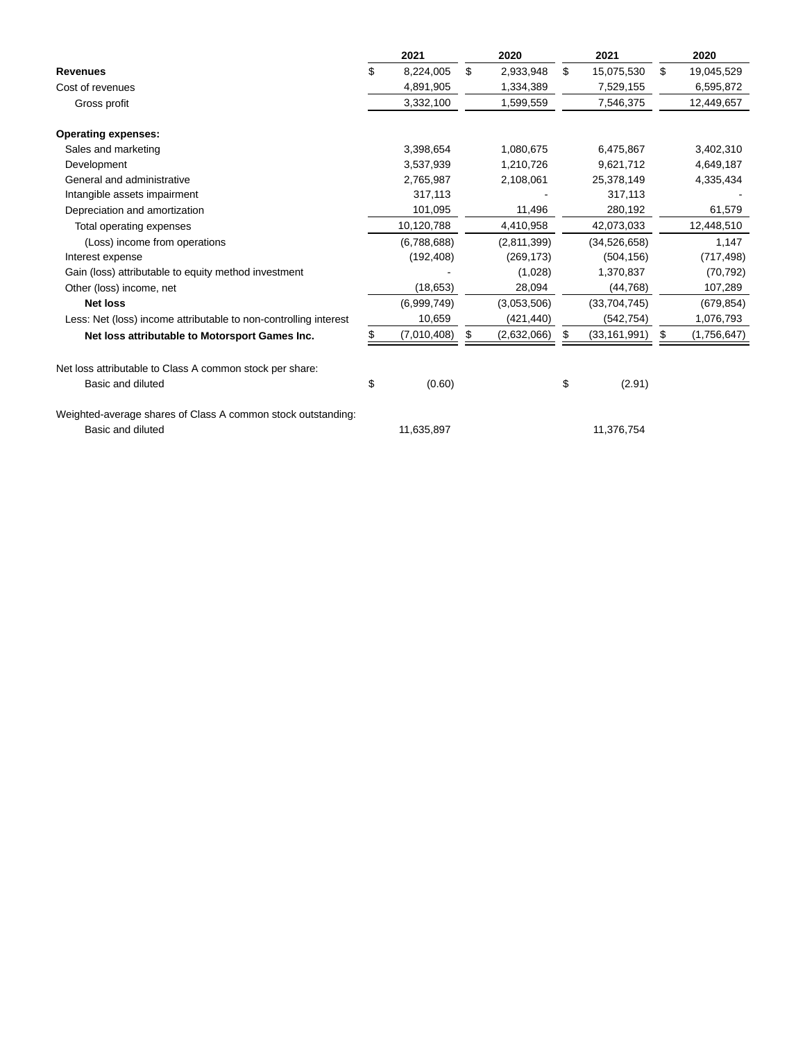| | 2021 | 2020 | 2021 | 2020 |
|---|---|---|---|---|
| **Revenues** | $ 8,224,005 | $ 2,933,948 | $ 15,075,530 | $ 19,045,529 |
| Cost of revenues | 4,891,905 | 1,334,389 | 7,529,155 | 6,595,872 |
| Gross profit | 3,332,100 | 1,599,559 | 7,546,375 | 12,449,657 |
| **Operating expenses:** | | | | |
| Sales and marketing | 3,398,654 | 1,080,675 | 6,475,867 | 3,402,310 |
| Development | 3,537,939 | 1,210,726 | 9,621,712 | 4,649,187 |
| General and administrative | 2,765,987 | 2,108,061 | 25,378,149 | 4,335,434 |
| Intangible assets impairment | 317,113 | - | 317,113 | - |
| Depreciation and amortization | 101,095 | 11,496 | 280,192 | 61,579 |
| Total operating expenses | 10,120,788 | 4,410,958 | 42,073,033 | 12,448,510 |
| (Loss) income from operations | (6,788,688) | (2,811,399) | (34,526,658) | 1,147 |
| Interest expense | (192,408) | (269,173) | (504,156) | (717,498) |
| Gain (loss) attributable to equity method investment | - | (1,028) | 1,370,837 | (70,792) |
| Other (loss) income, net | (18,653) | 28,094 | (44,768) | 107,289 |
| **Net loss** | (6,999,749) | (3,053,506) | (33,704,745) | (679,854) |
| Less: Net (loss) income attributable to non-controlling interest | 10,659 | (421,440) | (542,754) | 1,076,793 |
| **Net loss attributable to Motorsport Games Inc.** | $ (7,010,408) | $ (2,632,066) | $ (33,161,991) | $ (1,756,647) |
| | | | | |
| Net loss attributable to Class A common stock per share: | | | | |
| Basic and diluted | $ (0.60) | | $ (2.91) | |
| | | | | |
| Weighted-average shares of Class A common stock outstanding: | | | | |
| Basic and diluted | 11,635,897 | | 11,376,754 | |